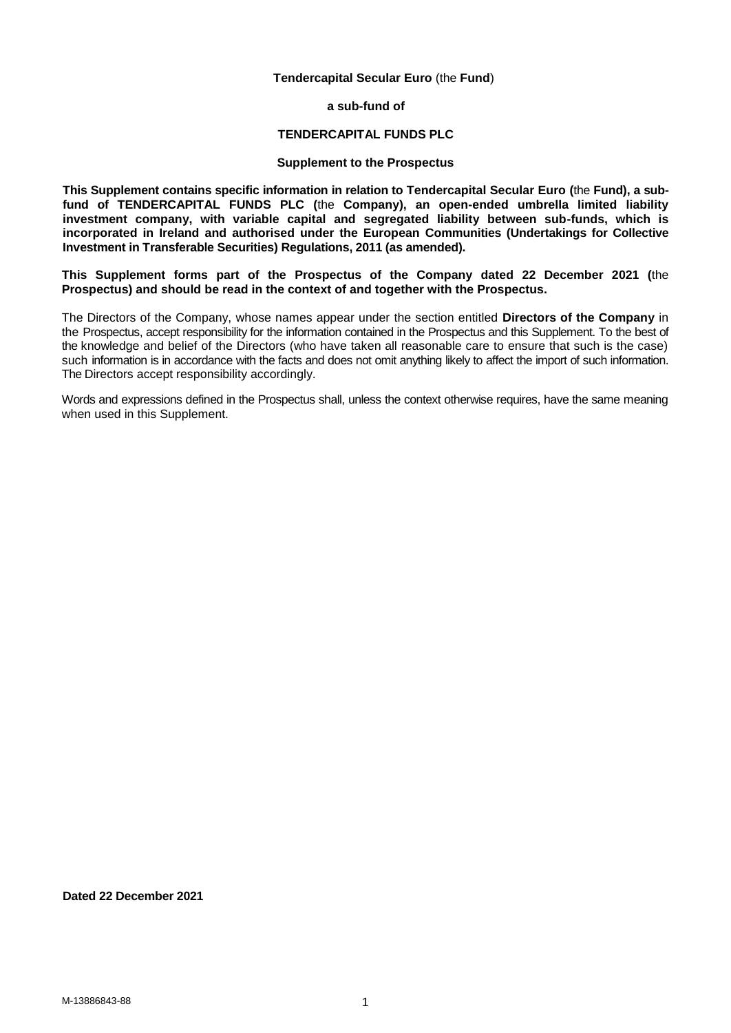**Tendercapital Secular Euro** (the **Fund**)

**a sub-fund of**

**TENDERCAPITAL FUNDS PLC**

**Supplement to the Prospectus**

**This Supplement contains specific information in relation to Tendercapital Secular Euro (**the **Fund), a sub-fund of TENDERCAPITAL FUNDS PLC (**the **Company), an open-ended umbrella limited liability investment company, with variable capital and segregated liability between sub-funds, which is incorporated in Ireland and authorised under the European Communities (Undertakings for Collective Investment in Transferable Securities) Regulations, 2011 (as amended).**

**This Supplement forms part of the Prospectus of the Company dated 22 December 2021 (**the **Prospectus) and should be read in the context of and together with the Prospectus.**

The Directors of the Company, whose names appear under the section entitled **Directors of the Company** in the Prospectus, accept responsibility for the information contained in the Prospectus and this Supplement. To the best of the knowledge and belief of the Directors (who have taken all reasonable care to ensure that such is the case) such information is in accordance with the facts and does not omit anything likely to affect the import of such information. The Directors accept responsibility accordingly.

Words and expressions defined in the Prospectus shall, unless the context otherwise requires, have the same meaning when used in this Supplement.

**Dated 22 December 2021**

M-13886843-88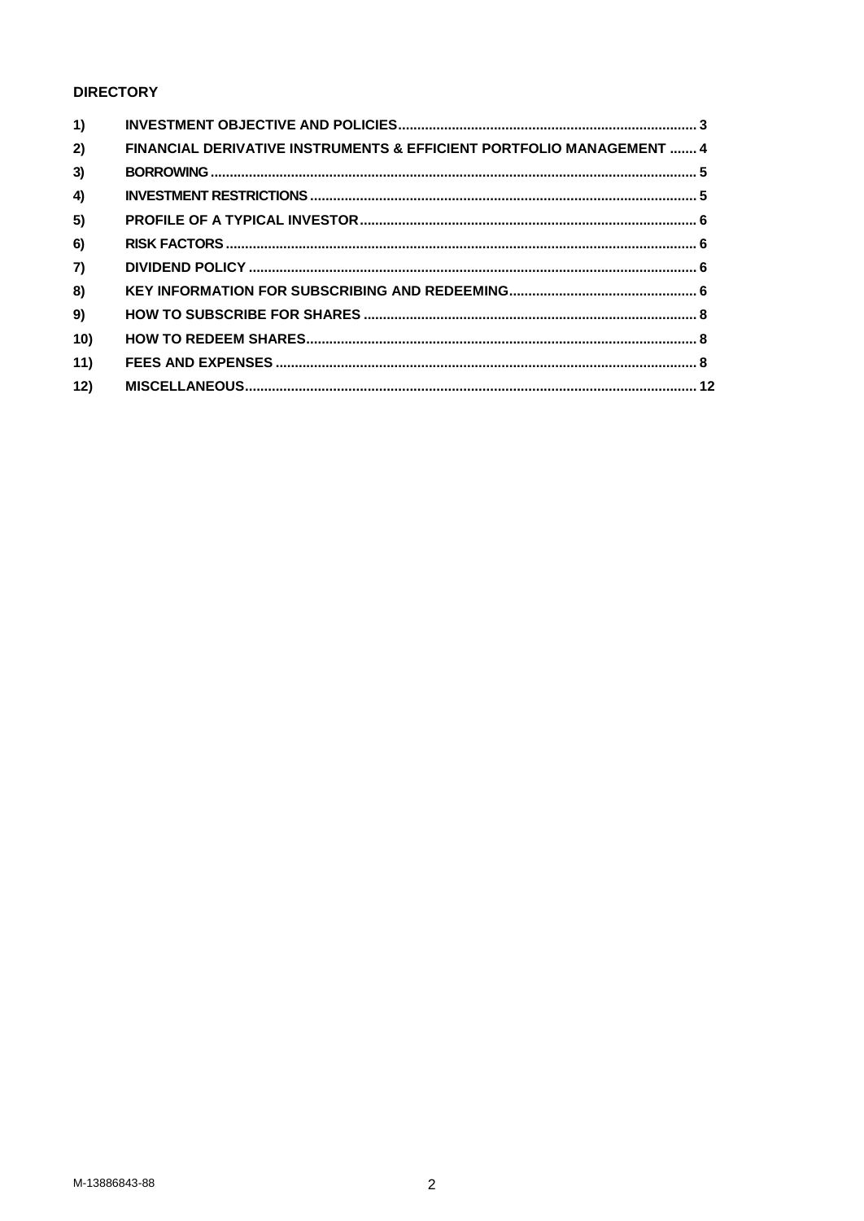## DIRECTORY

| | | |
|---|---|---|
| 1) | INVESTMENT OBJECTIVE AND POLICIES | 3 |
| 2) | FINANCIAL DERIVATIVE INSTRUMENTS & EFFICIENT PORTFOLIO MANAGEMENT | 4 |
| 3) | BORROWING | 5 |
| 4) | INVESTMENT RESTRICTIONS | 5 |
| 5) | PROFILE OF A TYPICAL INVESTOR | 6 |
| 6) | RISK FACTORS | 6 |
| 7) | DIVIDEND POLICY | 6 |
| 8) | KEY INFORMATION FOR SUBSCRIBING AND REDEEMING | 6 |
| 9) | HOW TO SUBSCRIBE FOR SHARES | 8 |
| 10) | HOW TO REDEEM SHARES | 8 |
| 11) | FEES AND EXPENSES | 8 |
| 12) | MISCELLANEOUS | 12 |

M-13886843-88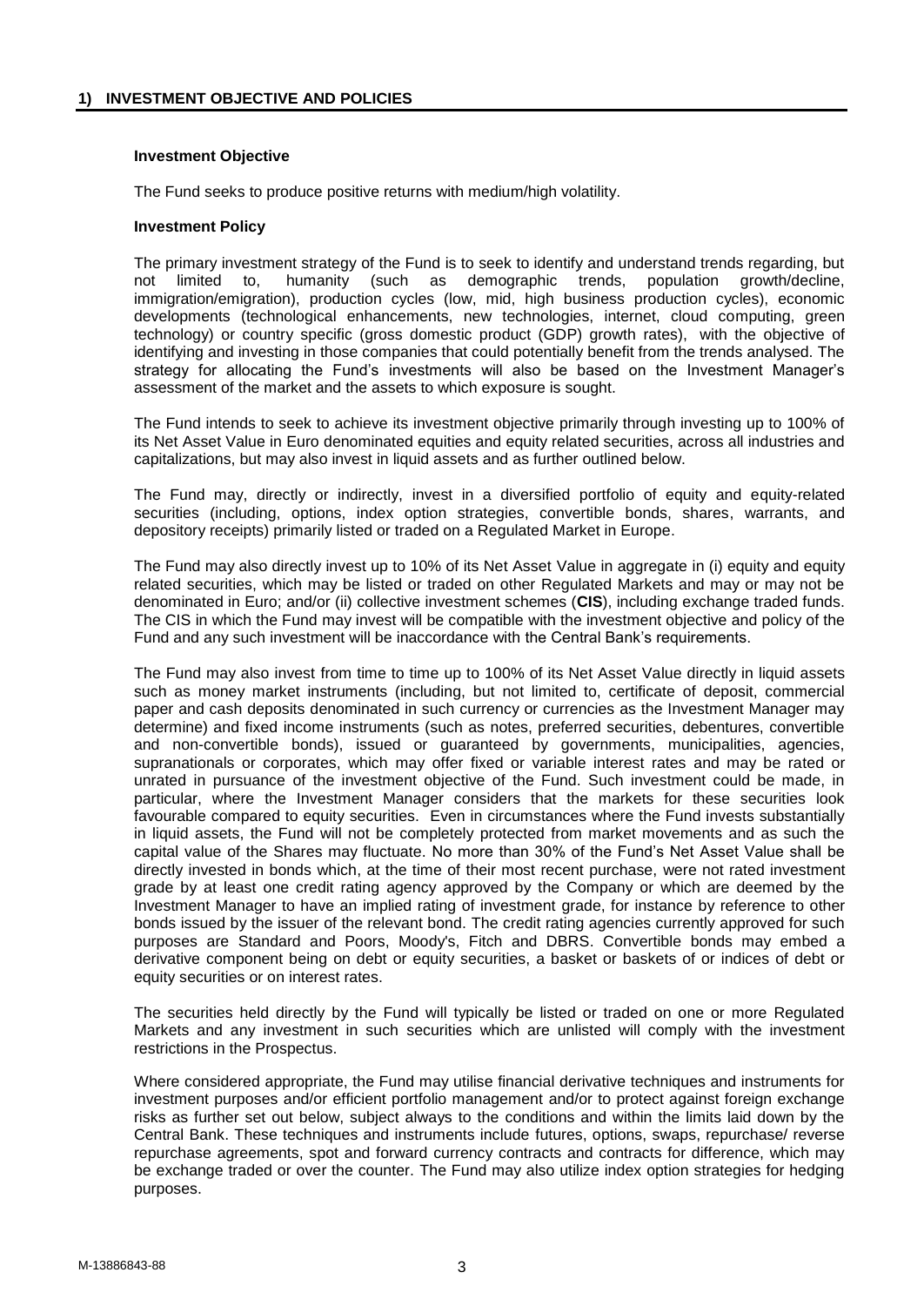## 1) INVESTMENT OBJECTIVE AND POLICIES

**Investment Objective**

The Fund seeks to produce positive returns with medium/high volatility.

**Investment Policy**

The primary investment strategy of the Fund is to seek to identify and understand trends regarding, but not limited to, humanity (such as demographic trends, population growth/decline, immigration/emigration), production cycles (low, mid, high business production cycles), economic developments (technological enhancements, new technologies, internet, cloud computing, green technology) or country specific (gross domestic product (GDP) growth rates), with the objective of identifying and investing in those companies that could potentially benefit from the trends analysed. The strategy for allocating the Fund's investments will also be based on the Investment Manager's assessment of the market and the assets to which exposure is sought.

The Fund intends to seek to achieve its investment objective primarily through investing up to 100% of its Net Asset Value in Euro denominated equities and equity related securities, across all industries and capitalizations, but may also invest in liquid assets and as further outlined below.

The Fund may, directly or indirectly, invest in a diversified portfolio of equity and equity-related securities (including, options, index option strategies, convertible bonds, shares, warrants, and depository receipts) primarily listed or traded on a Regulated Market in Europe.

The Fund may also directly invest up to 10% of its Net Asset Value in aggregate in (i) equity and equity related securities, which may be listed or traded on other Regulated Markets and may or may not be denominated in Euro; and/or (ii) collective investment schemes (**CIS**), including exchange traded funds. The CIS in which the Fund may invest will be compatible with the investment objective and policy of the Fund and any such investment will be inaccordance with the Central Bank's requirements.

The Fund may also invest from time to time up to 100% of its Net Asset Value directly in liquid assets such as money market instruments (including, but not limited to, certificate of deposit, commercial paper and cash deposits denominated in such currency or currencies as the Investment Manager may determine) and fixed income instruments (such as notes, preferred securities, debentures, convertible and non-convertible bonds), issued or guaranteed by governments, municipalities, agencies, supranationals or corporates, which may offer fixed or variable interest rates and may be rated or unrated in pursuance of the investment objective of the Fund. Such investment could be made, in particular, where the Investment Manager considers that the markets for these securities look favourable compared to equity securities. Even in circumstances where the Fund invests substantially in liquid assets, the Fund will not be completely protected from market movements and as such the capital value of the Shares may fluctuate. No more than 30% of the Fund's Net Asset Value shall be directly invested in bonds which, at the time of their most recent purchase, were not rated investment grade by at least one credit rating agency approved by the Company or which are deemed by the Investment Manager to have an implied rating of investment grade, for instance by reference to other bonds issued by the issuer of the relevant bond. The credit rating agencies currently approved for such purposes are Standard and Poors, Moody's, Fitch and DBRS. Convertible bonds may embed a derivative component being on debt or equity securities, a basket or baskets of or indices of debt or equity securities or on interest rates.

The securities held directly by the Fund will typically be listed or traded on one or more Regulated Markets and any investment in such securities which are unlisted will comply with the investment restrictions in the Prospectus.

Where considered appropriate, the Fund may utilise financial derivative techniques and instruments for investment purposes and/or efficient portfolio management and/or to protect against foreign exchange risks as further set out below, subject always to the conditions and within the limits laid down by the Central Bank. These techniques and instruments include futures, options, swaps, repurchase/ reverse repurchase agreements, spot and forward currency contracts and contracts for difference, which may be exchange traded or over the counter. The Fund may also utilize index option strategies for hedging purposes.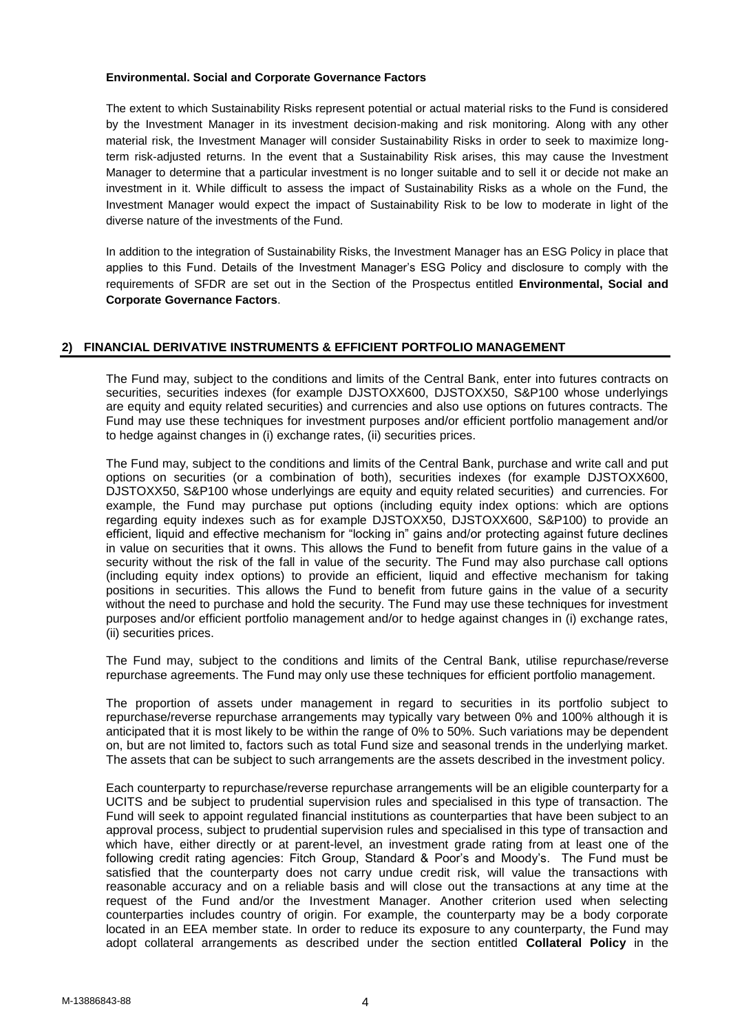**Environmental. Social and Corporate Governance Factors**

The extent to which Sustainability Risks represent potential or actual material risks to the Fund is considered by the Investment Manager in its investment decision-making and risk monitoring. Along with any other material risk, the Investment Manager will consider Sustainability Risks in order to seek to maximize long-term risk-adjusted returns. In the event that a Sustainability Risk arises, this may cause the Investment Manager to determine that a particular investment is no longer suitable and to sell it or decide not make an investment in it. While difficult to assess the impact of Sustainability Risks as a whole on the Fund, the Investment Manager would expect the impact of Sustainability Risk to be low to moderate in light of the diverse nature of the investments of the Fund.

In addition to the integration of Sustainability Risks, the Investment Manager has an ESG Policy in place that applies to this Fund. Details of the Investment Manager's ESG Policy and disclosure to comply with the requirements of SFDR are set out in the Section of the Prospectus entitled **Environmental, Social and Corporate Governance Factors**.

## 2) FINANCIAL DERIVATIVE INSTRUMENTS & EFFICIENT PORTFOLIO MANAGEMENT

The Fund may, subject to the conditions and limits of the Central Bank, enter into futures contracts on securities, securities indexes (for example DJSTOXX600, DJSTOXX50, S&P100 whose underlyings are equity and equity related securities) and currencies and also use options on futures contracts. The Fund may use these techniques for investment purposes and/or efficient portfolio management and/or to hedge against changes in (i) exchange rates, (ii) securities prices.

The Fund may, subject to the conditions and limits of the Central Bank, purchase and write call and put options on securities (or a combination of both), securities indexes (for example DJSTOXX600, DJSTOXX50, S&P100 whose underlyings are equity and equity related securities) and currencies. For example, the Fund may purchase put options (including equity index options: which are options regarding equity indexes such as for example DJSTOXX50, DJSTOXX600, S&P100) to provide an efficient, liquid and effective mechanism for "locking in" gains and/or protecting against future declines in value on securities that it owns. This allows the Fund to benefit from future gains in the value of a security without the risk of the fall in value of the security. The Fund may also purchase call options (including equity index options) to provide an efficient, liquid and effective mechanism for taking positions in securities. This allows the Fund to benefit from future gains in the value of a security without the need to purchase and hold the security. The Fund may use these techniques for investment purposes and/or efficient portfolio management and/or to hedge against changes in (i) exchange rates, (ii) securities prices.

The Fund may, subject to the conditions and limits of the Central Bank, utilise repurchase/reverse repurchase agreements. The Fund may only use these techniques for efficient portfolio management.

The proportion of assets under management in regard to securities in its portfolio subject to repurchase/reverse repurchase arrangements may typically vary between 0% and 100% although it is anticipated that it is most likely to be within the range of 0% to 50%. Such variations may be dependent on, but are not limited to, factors such as total Fund size and seasonal trends in the underlying market. The assets that can be subject to such arrangements are the assets described in the investment policy.

Each counterparty to repurchase/reverse repurchase arrangements will be an eligible counterparty for a UCITS and be subject to prudential supervision rules and specialised in this type of transaction. The Fund will seek to appoint regulated financial institutions as counterparties that have been subject to an approval process, subject to prudential supervision rules and specialised in this type of transaction and which have, either directly or at parent-level, an investment grade rating from at least one of the following credit rating agencies: Fitch Group, Standard & Poor's and Moody's. The Fund must be satisfied that the counterparty does not carry undue credit risk, will value the transactions with reasonable accuracy and on a reliable basis and will close out the transactions at any time at the request of the Fund and/or the Investment Manager. Another criterion used when selecting counterparties includes country of origin. For example, the counterparty may be a body corporate located in an EEA member state. In order to reduce its exposure to any counterparty, the Fund may adopt collateral arrangements as described under the section entitled **Collateral Policy** in the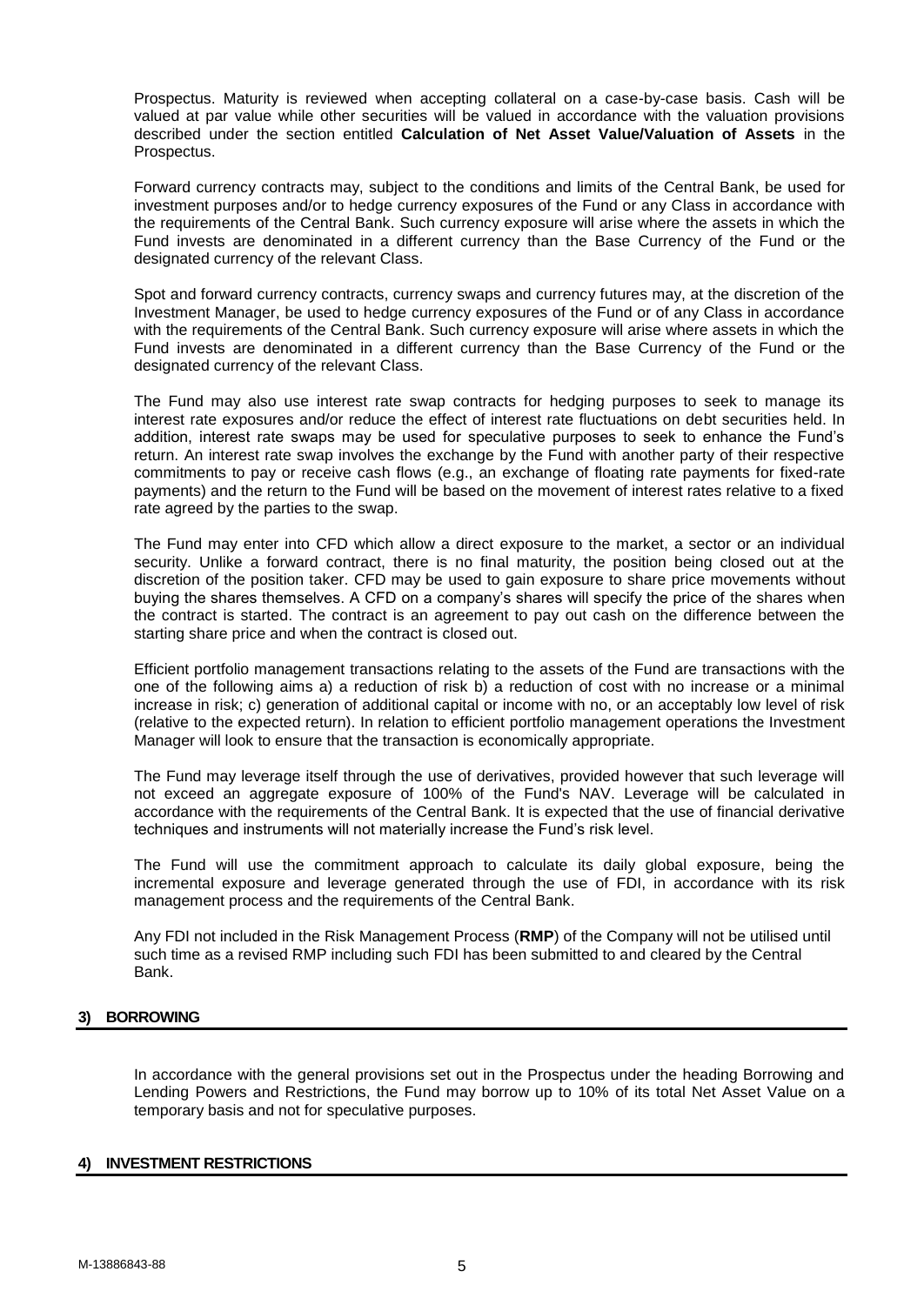Prospectus. Maturity is reviewed when accepting collateral on a case-by-case basis. Cash will be valued at par value while other securities will be valued in accordance with the valuation provisions described under the section entitled **Calculation of Net Asset Value/Valuation of Assets** in the Prospectus.

Forward currency contracts may, subject to the conditions and limits of the Central Bank, be used for investment purposes and/or to hedge currency exposures of the Fund or any Class in accordance with the requirements of the Central Bank. Such currency exposure will arise where the assets in which the Fund invests are denominated in a different currency than the Base Currency of the Fund or the designated currency of the relevant Class.

Spot and forward currency contracts, currency swaps and currency futures may, at the discretion of the Investment Manager, be used to hedge currency exposures of the Fund or of any Class in accordance with the requirements of the Central Bank. Such currency exposure will arise where assets in which the Fund invests are denominated in a different currency than the Base Currency of the Fund or the designated currency of the relevant Class.

The Fund may also use interest rate swap contracts for hedging purposes to seek to manage its interest rate exposures and/or reduce the effect of interest rate fluctuations on debt securities held. In addition, interest rate swaps may be used for speculative purposes to seek to enhance the Fund's return. An interest rate swap involves the exchange by the Fund with another party of their respective commitments to pay or receive cash flows (e.g., an exchange of floating rate payments for fixed-rate payments) and the return to the Fund will be based on the movement of interest rates relative to a fixed rate agreed by the parties to the swap.

The Fund may enter into CFD which allow a direct exposure to the market, a sector or an individual security. Unlike a forward contract, there is no final maturity, the position being closed out at the discretion of the position taker. CFD may be used to gain exposure to share price movements without buying the shares themselves. A CFD on a company's shares will specify the price of the shares when the contract is started. The contract is an agreement to pay out cash on the difference between the starting share price and when the contract is closed out.

Efficient portfolio management transactions relating to the assets of the Fund are transactions with the one of the following aims a) a reduction of risk b) a reduction of cost with no increase or a minimal increase in risk; c) generation of additional capital or income with no, or an acceptably low level of risk (relative to the expected return). In relation to efficient portfolio management operations the Investment Manager will look to ensure that the transaction is economically appropriate.

The Fund may leverage itself through the use of derivatives, provided however that such leverage will not exceed an aggregate exposure of 100% of the Fund's NAV. Leverage will be calculated in accordance with the requirements of the Central Bank. It is expected that the use of financial derivative techniques and instruments will not materially increase the Fund's risk level.

The Fund will use the commitment approach to calculate its daily global exposure, being the incremental exposure and leverage generated through the use of FDI, in accordance with its risk management process and the requirements of the Central Bank.

Any FDI not included in the Risk Management Process (**RMP**) of the Company will not be utilised until such time as a revised RMP including such FDI has been submitted to and cleared by the Central Bank.

## 3) BORROWING

In accordance with the general provisions set out in the Prospectus under the heading Borrowing and Lending Powers and Restrictions, the Fund may borrow up to 10% of its total Net Asset Value on a temporary basis and not for speculative purposes.

## 4) INVESTMENT RESTRICTIONS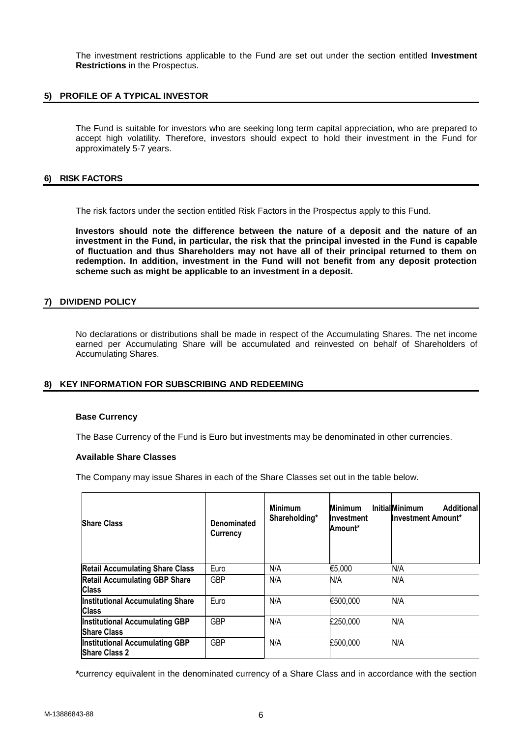The investment restrictions applicable to the Fund are set out under the section entitled **Investment Restrictions** in the Prospectus.

## 5) PROFILE OF A TYPICAL INVESTOR

The Fund is suitable for investors who are seeking long term capital appreciation, who are prepared to accept high volatility. Therefore, investors should expect to hold their investment in the Fund for approximately 5-7 years.

## 6) RISK FACTORS

The risk factors under the section entitled Risk Factors in the Prospectus apply to this Fund.

**Investors should note the difference between the nature of a deposit and the nature of an investment in the Fund, in particular, the risk that the principal invested in the Fund is capable of fluctuation and thus Shareholders may not have all of their principal returned to them on redemption. In addition, investment in the Fund will not benefit from any deposit protection scheme such as might be applicable to an investment in a deposit.**

## 7) DIVIDEND POLICY

No declarations or distributions shall be made in respect of the Accumulating Shares. The net income earned per Accumulating Share will be accumulated and reinvested on behalf of Shareholders of Accumulating Shares.

## 8) KEY INFORMATION FOR SUBSCRIBING AND REDEEMING

### Base Currency

The Base Currency of the Fund is Euro but investments may be denominated in other currencies.

### Available Share Classes

The Company may issue Shares in each of the Share Classes set out in the table below.

| Share Class | Denominated Currency | Minimum Shareholding* | Minimum Initial Investment Amount* | Minimum Additional Investment Amount* |
|---|---|---|---|---|
| **Retail Accumulating Share Class** | Euro | N/A | €5,000 | N/A |
| **Retail Accumulating GBP Share Class** | GBP | N/A | N/A | N/A |
| **Institutional Accumulating Share Class** | Euro | N/A | €500,000 | N/A |
| **Institutional Accumulating GBP Share Class** | GBP | N/A | £250,000 | N/A |
| **Institutional Accumulating GBP Share Class 2** | GBP | N/A | £500,000 | N/A |

**\***currency equivalent in the denominated currency of a Share Class and in accordance with the section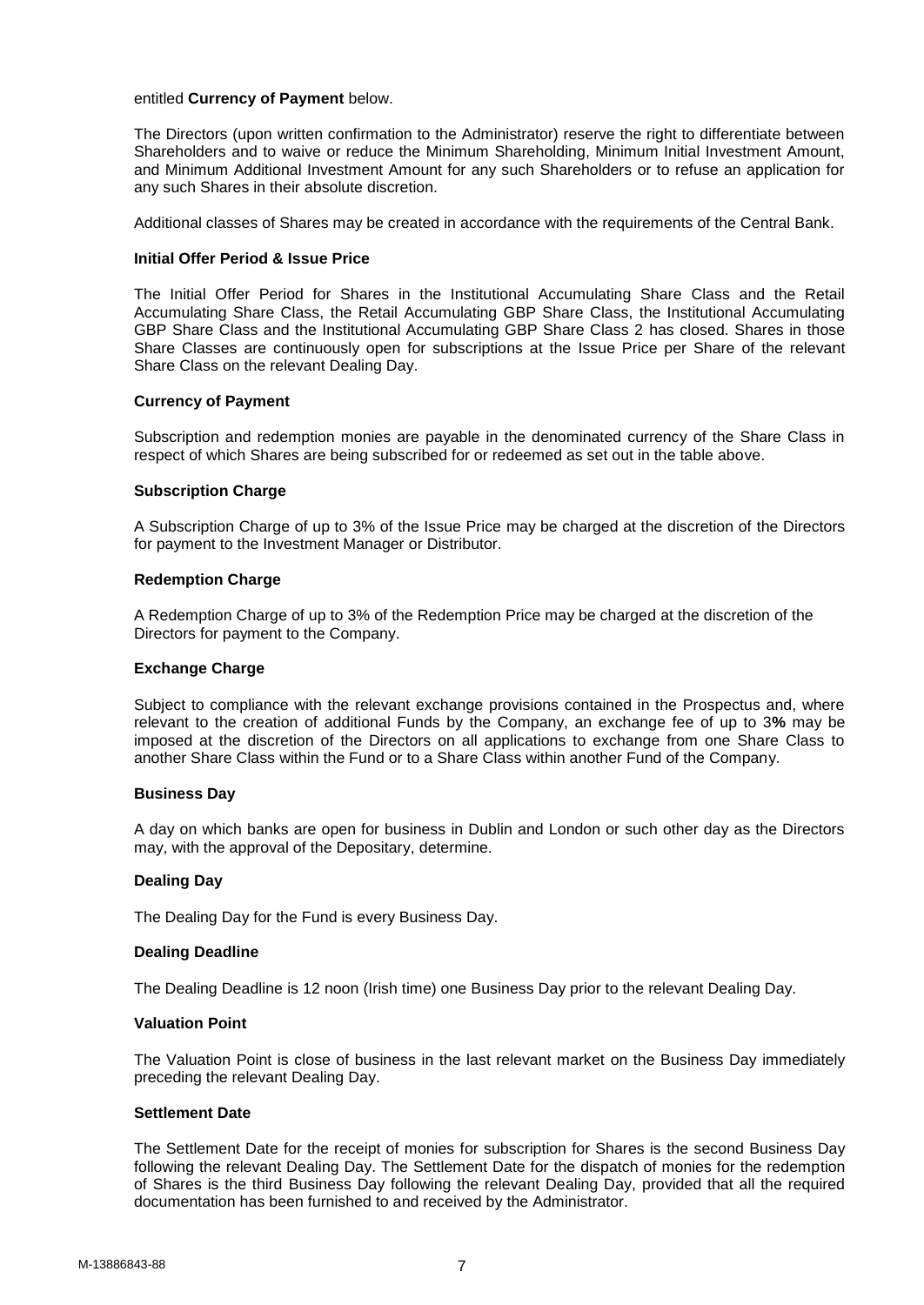entitled **Currency of Payment** below.

The Directors (upon written confirmation to the Administrator) reserve the right to differentiate between Shareholders and to waive or reduce the Minimum Shareholding, Minimum Initial Investment Amount, and Minimum Additional Investment Amount for any such Shareholders or to refuse an application for any such Shares in their absolute discretion.

Additional classes of Shares may be created in accordance with the requirements of the Central Bank.

**Initial Offer Period & Issue Price**

The Initial Offer Period for Shares in the Institutional Accumulating Share Class and the Retail Accumulating Share Class, the Retail Accumulating GBP Share Class, the Institutional Accumulating GBP Share Class and the Institutional Accumulating GBP Share Class 2 has closed. Shares in those Share Classes are continuously open for subscriptions at the Issue Price per Share of the relevant Share Class on the relevant Dealing Day.

**Currency of Payment**

Subscription and redemption monies are payable in the denominated currency of the Share Class in respect of which Shares are being subscribed for or redeemed as set out in the table above.

**Subscription Charge**

A Subscription Charge of up to 3% of the Issue Price may be charged at the discretion of the Directors for payment to the Investment Manager or Distributor.

**Redemption Charge**

A Redemption Charge of up to 3% of the Redemption Price may be charged at the discretion of the Directors for payment to the Company.

**Exchange Charge**

Subject to compliance with the relevant exchange provisions contained in the Prospectus and, where relevant to the creation of additional Funds by the Company, an exchange fee of up to 3**%** may be imposed at the discretion of the Directors on all applications to exchange from one Share Class to another Share Class within the Fund or to a Share Class within another Fund of the Company.

**Business Day**

A day on which banks are open for business in Dublin and London or such other day as the Directors may, with the approval of the Depositary, determine.

**Dealing Day**

The Dealing Day for the Fund is every Business Day.

**Dealing Deadline**

The Dealing Deadline is 12 noon (Irish time) one Business Day prior to the relevant Dealing Day.

**Valuation Point**

The Valuation Point is close of business in the last relevant market on the Business Day immediately preceding the relevant Dealing Day.

**Settlement Date**

The Settlement Date for the receipt of monies for subscription for Shares is the second Business Day following the relevant Dealing Day. The Settlement Date for the dispatch of monies for the redemption of Shares is the third Business Day following the relevant Dealing Day, provided that all the required documentation has been furnished to and received by the Administrator.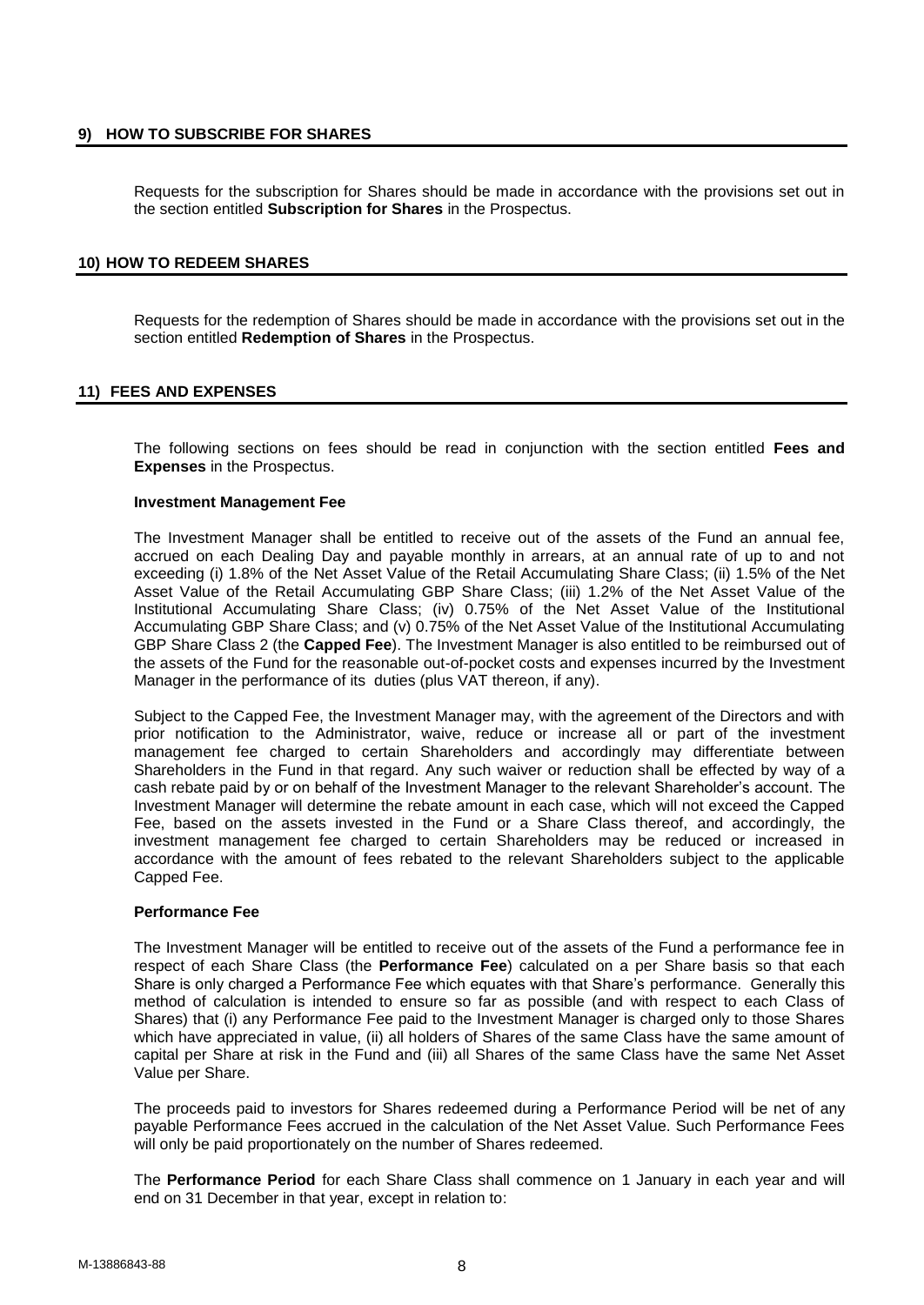## 9) HOW TO SUBSCRIBE FOR SHARES

Requests for the subscription for Shares should be made in accordance with the provisions set out in the section entitled **Subscription for Shares** in the Prospectus.

## 10) HOW TO REDEEM SHARES

Requests for the redemption of Shares should be made in accordance with the provisions set out in the section entitled **Redemption of Shares** in the Prospectus.

## 11) FEES AND EXPENSES

The following sections on fees should be read in conjunction with the section entitled **Fees and Expenses** in the Prospectus.

### Investment Management Fee

The Investment Manager shall be entitled to receive out of the assets of the Fund an annual fee, accrued on each Dealing Day and payable monthly in arrears, at an annual rate of up to and not exceeding (i) 1.8% of the Net Asset Value of the Retail Accumulating Share Class; (ii) 1.5% of the Net Asset Value of the Retail Accumulating GBP Share Class; (iii) 1.2% of the Net Asset Value of the Institutional Accumulating Share Class; (iv) 0.75% of the Net Asset Value of the Institutional Accumulating GBP Share Class; and (v) 0.75% of the Net Asset Value of the Institutional Accumulating GBP Share Class 2 (the **Capped Fee**). The Investment Manager is also entitled to be reimbursed out of the assets of the Fund for the reasonable out-of-pocket costs and expenses incurred by the Investment Manager in the performance of its duties (plus VAT thereon, if any).

Subject to the Capped Fee, the Investment Manager may, with the agreement of the Directors and with prior notification to the Administrator, waive, reduce or increase all or part of the investment management fee charged to certain Shareholders and accordingly may differentiate between Shareholders in the Fund in that regard. Any such waiver or reduction shall be effected by way of a cash rebate paid by or on behalf of the Investment Manager to the relevant Shareholder's account. The Investment Manager will determine the rebate amount in each case, which will not exceed the Capped Fee, based on the assets invested in the Fund or a Share Class thereof, and accordingly, the investment management fee charged to certain Shareholders may be reduced or increased in accordance with the amount of fees rebated to the relevant Shareholders subject to the applicable Capped Fee.

### Performance Fee

The Investment Manager will be entitled to receive out of the assets of the Fund a performance fee in respect of each Share Class (the **Performance Fee**) calculated on a per Share basis so that each Share is only charged a Performance Fee which equates with that Share's performance. Generally this method of calculation is intended to ensure so far as possible (and with respect to each Class of Shares) that (i) any Performance Fee paid to the Investment Manager is charged only to those Shares which have appreciated in value, (ii) all holders of Shares of the same Class have the same amount of capital per Share at risk in the Fund and (iii) all Shares of the same Class have the same Net Asset Value per Share.

The proceeds paid to investors for Shares redeemed during a Performance Period will be net of any payable Performance Fees accrued in the calculation of the Net Asset Value. Such Performance Fees will only be paid proportionately on the number of Shares redeemed.

The **Performance Period** for each Share Class shall commence on 1 January in each year and will end on 31 December in that year, except in relation to: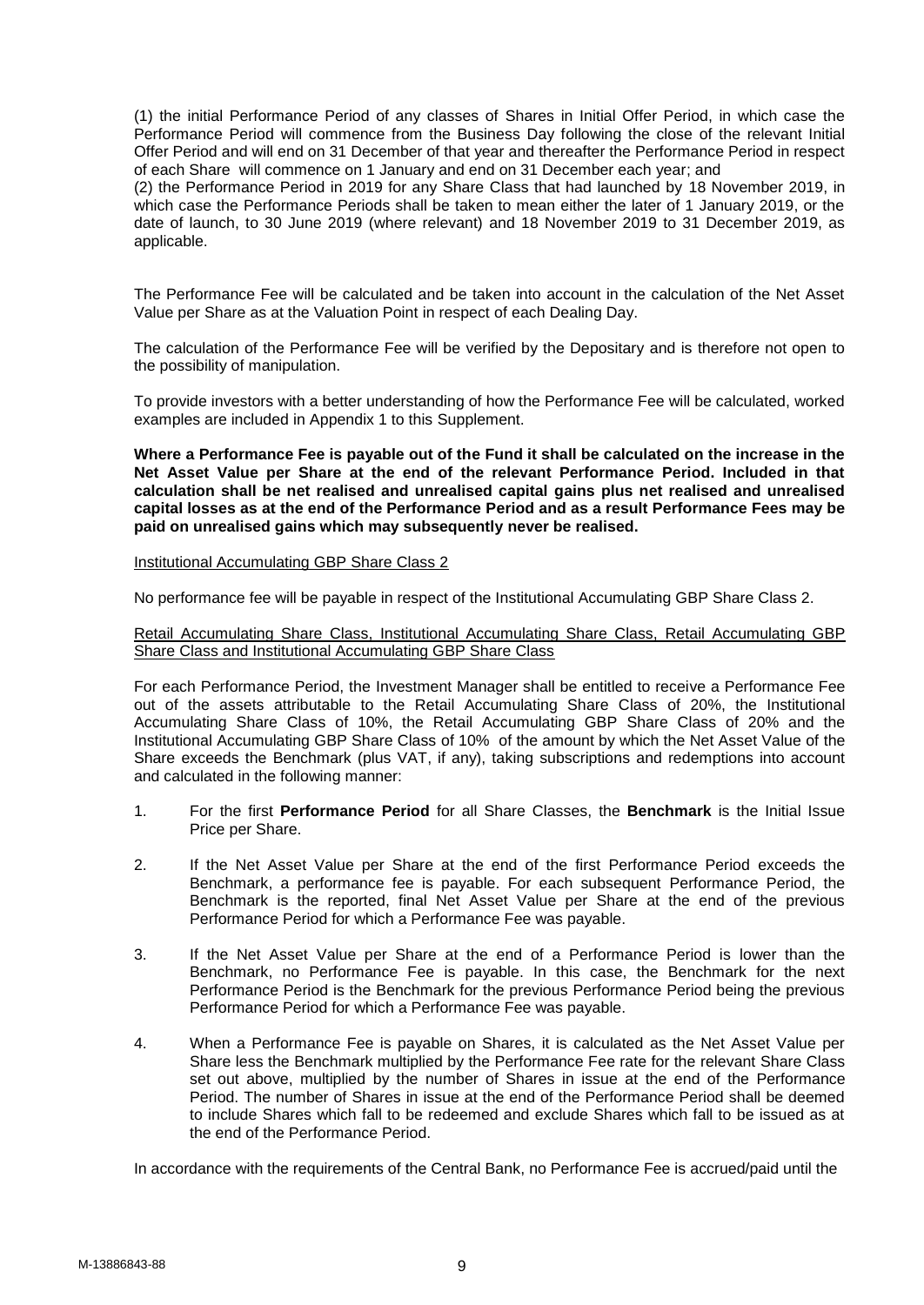(1) the initial Performance Period of any classes of Shares in Initial Offer Period, in which case the Performance Period will commence from the Business Day following the close of the relevant Initial Offer Period and will end on 31 December of that year and thereafter the Performance Period in respect of each Share will commence on 1 January and end on 31 December each year; and
(2) the Performance Period in 2019 for any Share Class that had launched by 18 November 2019, in which case the Performance Periods shall be taken to mean either the later of 1 January 2019, or the date of launch, to 30 June 2019 (where relevant) and 18 November 2019 to 31 December 2019, as applicable.

The Performance Fee will be calculated and be taken into account in the calculation of the Net Asset Value per Share as at the Valuation Point in respect of each Dealing Day.

The calculation of the Performance Fee will be verified by the Depositary and is therefore not open to the possibility of manipulation.

To provide investors with a better understanding of how the Performance Fee will be calculated, worked examples are included in Appendix 1 to this Supplement.

**Where a Performance Fee is payable out of the Fund it shall be calculated on the increase in the Net Asset Value per Share at the end of the relevant Performance Period. Included in that calculation shall be net realised and unrealised capital gains plus net realised and unrealised capital losses as at the end of the Performance Period and as a result Performance Fees may be paid on unrealised gains which may subsequently never be realised.**

<u>Institutional Accumulating GBP Share Class 2</u>

No performance fee will be payable in respect of the Institutional Accumulating GBP Share Class 2.

<u>Retail Accumulating Share Class, Institutional Accumulating Share Class, Retail Accumulating GBP Share Class and Institutional Accumulating GBP Share Class</u>

For each Performance Period, the Investment Manager shall be entitled to receive a Performance Fee out of the assets attributable to the Retail Accumulating Share Class of 20%, the Institutional Accumulating Share Class of 10%, the Retail Accumulating GBP Share Class of 20% and the Institutional Accumulating GBP Share Class of 10% of the amount by which the Net Asset Value of the Share exceeds the Benchmark (plus VAT, if any), taking subscriptions and redemptions into account and calculated in the following manner:

1. For the first **Performance Period** for all Share Classes, the **Benchmark** is the Initial Issue Price per Share.
2. If the Net Asset Value per Share at the end of the first Performance Period exceeds the Benchmark, a performance fee is payable. For each subsequent Performance Period, the Benchmark is the reported, final Net Asset Value per Share at the end of the previous Performance Period for which a Performance Fee was payable.
3. If the Net Asset Value per Share at the end of a Performance Period is lower than the Benchmark, no Performance Fee is payable. In this case, the Benchmark for the next Performance Period is the Benchmark for the previous Performance Period being the previous Performance Period for which a Performance Fee was payable.
4. When a Performance Fee is payable on Shares, it is calculated as the Net Asset Value per Share less the Benchmark multiplied by the Performance Fee rate for the relevant Share Class set out above, multiplied by the number of Shares in issue at the end of the Performance Period. The number of Shares in issue at the end of the Performance Period shall be deemed to include Shares which fall to be redeemed and exclude Shares which fall to be issued as at the end of the Performance Period.

In accordance with the requirements of the Central Bank, no Performance Fee is accrued/paid until the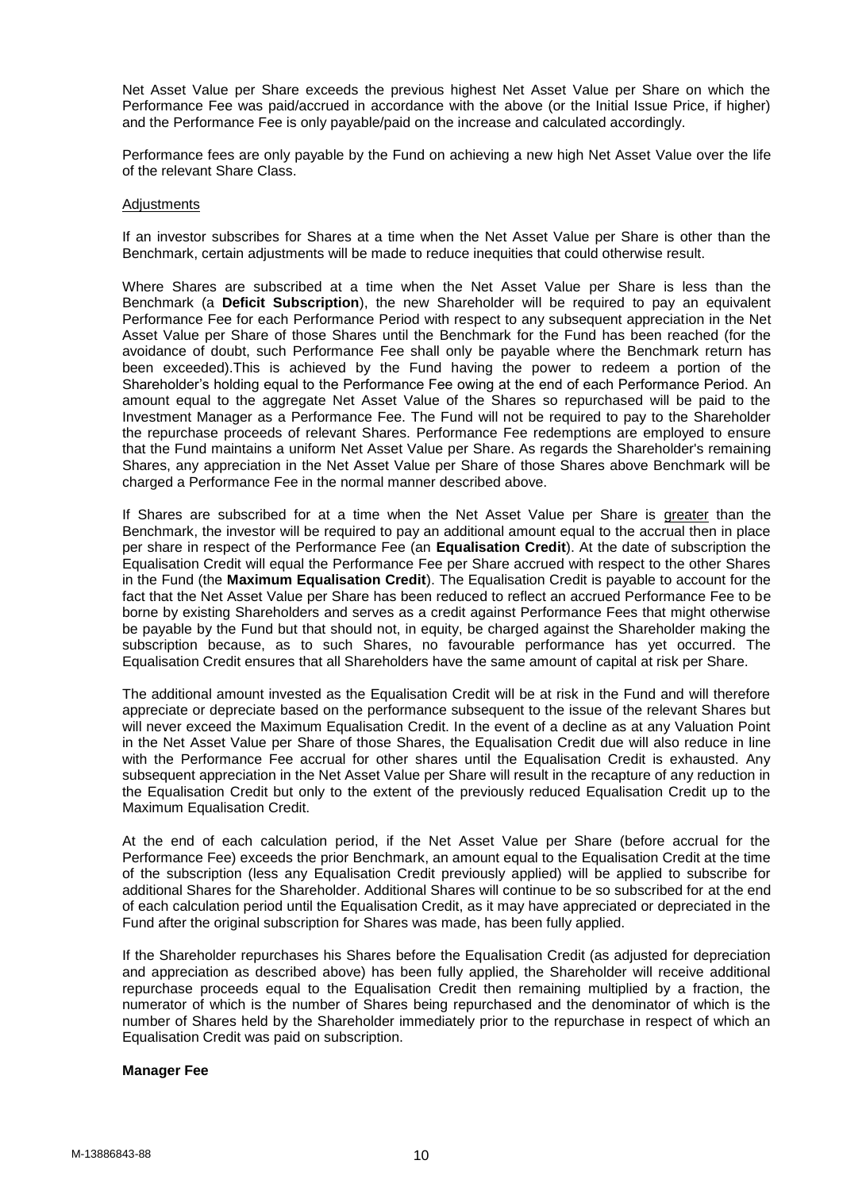Net Asset Value per Share exceeds the previous highest Net Asset Value per Share on which the Performance Fee was paid/accrued in accordance with the above (or the Initial Issue Price, if higher) and the Performance Fee is only payable/paid on the increase and calculated accordingly.

Performance fees are only payable by the Fund on achieving a new high Net Asset Value over the life of the relevant Share Class.

Adjustments

If an investor subscribes for Shares at a time when the Net Asset Value per Share is other than the Benchmark, certain adjustments will be made to reduce inequities that could otherwise result.

Where Shares are subscribed at a time when the Net Asset Value per Share is less than the Benchmark (a **Deficit Subscription**), the new Shareholder will be required to pay an equivalent Performance Fee for each Performance Period with respect to any subsequent appreciation in the Net Asset Value per Share of those Shares until the Benchmark for the Fund has been reached (for the avoidance of doubt, such Performance Fee shall only be payable where the Benchmark return has been exceeded).This is achieved by the Fund having the power to redeem a portion of the Shareholder's holding equal to the Performance Fee owing at the end of each Performance Period. An amount equal to the aggregate Net Asset Value of the Shares so repurchased will be paid to the Investment Manager as a Performance Fee. The Fund will not be required to pay to the Shareholder the repurchase proceeds of relevant Shares. Performance Fee redemptions are employed to ensure that the Fund maintains a uniform Net Asset Value per Share. As regards the Shareholder's remaining Shares, any appreciation in the Net Asset Value per Share of those Shares above Benchmark will be charged a Performance Fee in the normal manner described above.

If Shares are subscribed for at a time when the Net Asset Value per Share is greater than the Benchmark, the investor will be required to pay an additional amount equal to the accrual then in place per share in respect of the Performance Fee (an **Equalisation Credit**). At the date of subscription the Equalisation Credit will equal the Performance Fee per Share accrued with respect to the other Shares in the Fund (the **Maximum Equalisation Credit**). The Equalisation Credit is payable to account for the fact that the Net Asset Value per Share has been reduced to reflect an accrued Performance Fee to be borne by existing Shareholders and serves as a credit against Performance Fees that might otherwise be payable by the Fund but that should not, in equity, be charged against the Shareholder making the subscription because, as to such Shares, no favourable performance has yet occurred. The Equalisation Credit ensures that all Shareholders have the same amount of capital at risk per Share.

The additional amount invested as the Equalisation Credit will be at risk in the Fund and will therefore appreciate or depreciate based on the performance subsequent to the issue of the relevant Shares but will never exceed the Maximum Equalisation Credit. In the event of a decline as at any Valuation Point in the Net Asset Value per Share of those Shares, the Equalisation Credit due will also reduce in line with the Performance Fee accrual for other shares until the Equalisation Credit is exhausted. Any subsequent appreciation in the Net Asset Value per Share will result in the recapture of any reduction in the Equalisation Credit but only to the extent of the previously reduced Equalisation Credit up to the Maximum Equalisation Credit.

At the end of each calculation period, if the Net Asset Value per Share (before accrual for the Performance Fee) exceeds the prior Benchmark, an amount equal to the Equalisation Credit at the time of the subscription (less any Equalisation Credit previously applied) will be applied to subscribe for additional Shares for the Shareholder. Additional Shares will continue to be so subscribed for at the end of each calculation period until the Equalisation Credit, as it may have appreciated or depreciated in the Fund after the original subscription for Shares was made, has been fully applied.

If the Shareholder repurchases his Shares before the Equalisation Credit (as adjusted for depreciation and appreciation as described above) has been fully applied, the Shareholder will receive additional repurchase proceeds equal to the Equalisation Credit then remaining multiplied by a fraction, the numerator of which is the number of Shares being repurchased and the denominator of which is the number of Shares held by the Shareholder immediately prior to the repurchase in respect of which an Equalisation Credit was paid on subscription.

**Manager Fee**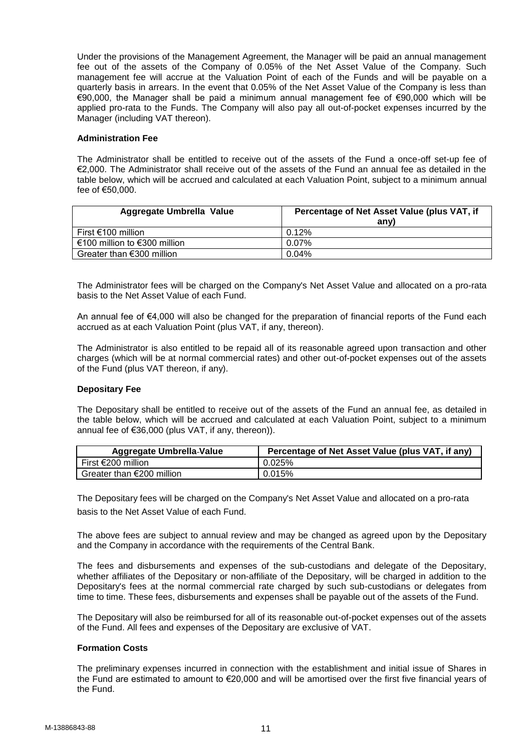Under the provisions of the Management Agreement, the Manager will be paid an annual management fee out of the assets of the Company of 0.05% of the Net Asset Value of the Company. Such management fee will accrue at the Valuation Point of each of the Funds and will be payable on a quarterly basis in arrears. In the event that 0.05% of the Net Asset Value of the Company is less than €90,000, the Manager shall be paid a minimum annual management fee of €90,000 which will be applied pro-rata to the Funds. The Company will also pay all out-of-pocket expenses incurred by the Manager (including VAT thereon).

**Administration Fee**

The Administrator shall be entitled to receive out of the assets of the Fund a once-off set-up fee of €2,000. The Administrator shall receive out of the assets of the Fund an annual fee as detailed in the table below, which will be accrued and calculated at each Valuation Point, subject to a minimum annual fee of €50,000.

| Aggregate Umbrella Value | Percentage of Net Asset Value (plus VAT, if any) |
|---|---|
| First €100 million | 0.12% |
| €100 million to €300 million | 0.07% |
| Greater than €300 million | 0.04% |

The Administrator fees will be charged on the Company's Net Asset Value and allocated on a pro-rata basis to the Net Asset Value of each Fund.

An annual fee of €4,000 will also be changed for the preparation of financial reports of the Fund each accrued as at each Valuation Point (plus VAT, if any, thereon).

The Administrator is also entitled to be repaid all of its reasonable agreed upon transaction and other charges (which will be at normal commercial rates) and other out-of-pocket expenses out of the assets of the Fund (plus VAT thereon, if any).

**Depositary Fee**

The Depositary shall be entitled to receive out of the assets of the Fund an annual fee, as detailed in the table below, which will be accrued and calculated at each Valuation Point, subject to a minimum annual fee of €36,000 (plus VAT, if any, thereon)).

| Aggregate Umbrella-Value | Percentage of Net Asset Value (plus VAT, if any) |
|---|---|
| First €200 million | 0.025% |
| Greater than €200 million | 0.015% |

The Depositary fees will be charged on the Company's Net Asset Value and allocated on a pro-rata basis to the Net Asset Value of each Fund.

The above fees are subject to annual review and may be changed as agreed upon by the Depositary and the Company in accordance with the requirements of the Central Bank.

The fees and disbursements and expenses of the sub-custodians and delegate of the Depositary, whether affiliates of the Depositary or non-affiliate of the Depositary, will be charged in addition to the Depositary's fees at the normal commercial rate charged by such sub-custodians or delegates from time to time. These fees, disbursements and expenses shall be payable out of the assets of the Fund.

The Depositary will also be reimbursed for all of its reasonable out-of-pocket expenses out of the assets of the Fund. All fees and expenses of the Depositary are exclusive of VAT.

**Formation Costs**

The preliminary expenses incurred in connection with the establishment and initial issue of Shares in the Fund are estimated to amount to €20,000 and will be amortised over the first five financial years of the Fund.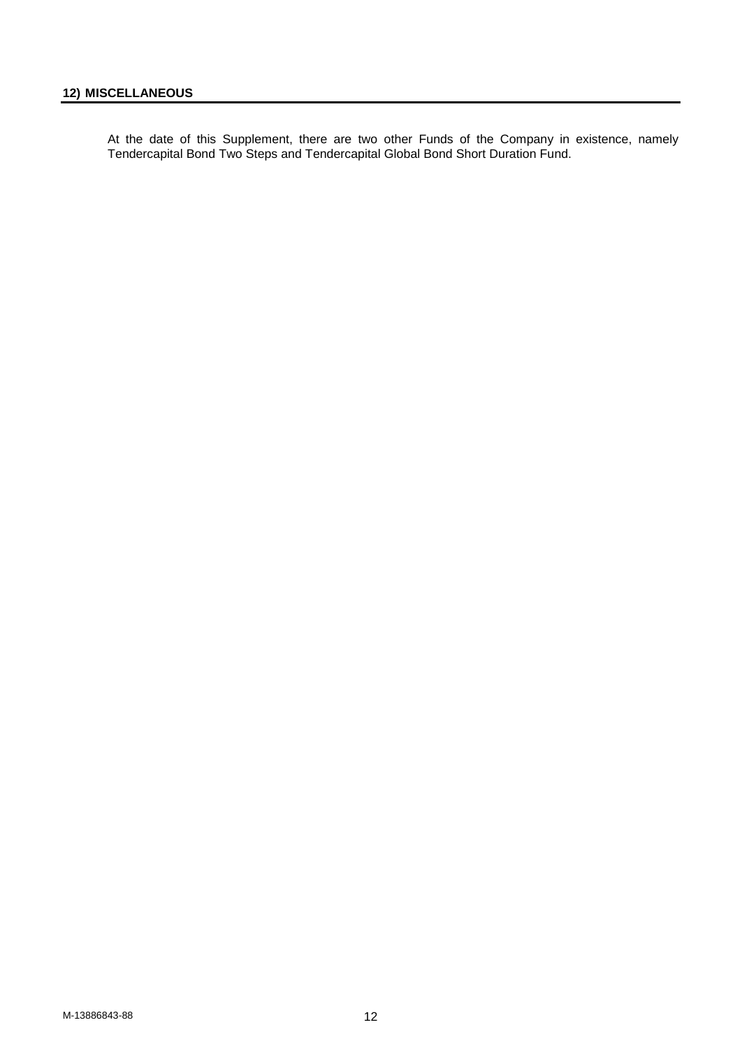## 12) MISCELLANEOUS

At the date of this Supplement, there are two other Funds of the Company in existence, namely Tendercapital Bond Two Steps and Tendercapital Global Bond Short Duration Fund.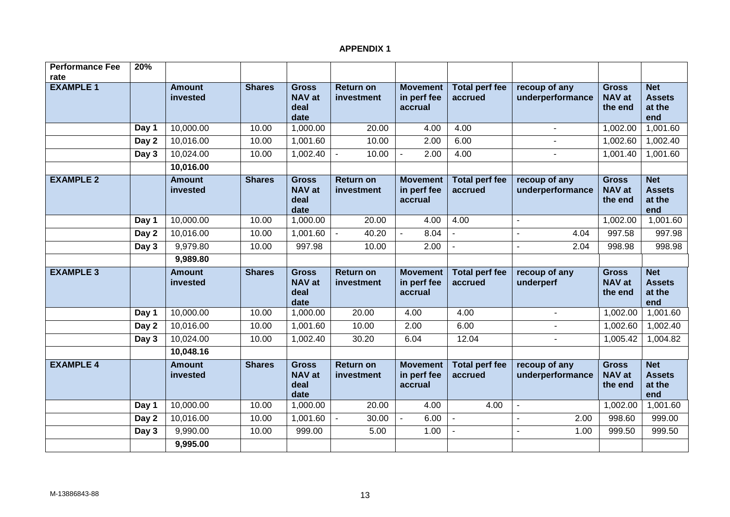# APPENDIX 1

| Performance Fee rate | 20% | | | | | | | | | |
|---|---|---|---|---|---|---|---|---|---|---|
| **EXAMPLE 1** | | **Amount invested** | **Shares** | **Gross NAV at deal date** | **Return on investment** | **Movement in perf fee accrual** | **Total perf fee accrued** | **recoup of any underperformance** | **Gross NAV at the end** | **Net Assets at the end** |
| | **Day 1** | 10,000.00 | 10.00 | 1,000.00 | 20.00 | 4.00 | 4.00 | - | 1,002.00 | 1,001.60 |
| | **Day 2** | 10,016.00 | 10.00 | 1,001.60 | 10.00 | 2.00 | 6.00 | - | 1,002.60 | 1,002.40 |
| | **Day 3** | 10,024.00 | 10.00 | 1,002.40 | - 10.00 | - 2.00 | 4.00 | - | 1,001.40 | 1,001.60 |
| | | **10,016.00** | | | | | | | | |
| **EXAMPLE 2** | | **Amount invested** | **Shares** | **Gross NAV at deal date** | **Return on investment** | **Movement in perf fee accrual** | **Total perf fee accrued** | **recoup of any underperformance** | **Gross NAV at the end** | **Net Assets at the end** |
| | **Day 1** | 10,000.00 | 10.00 | 1,000.00 | 20.00 | 4.00 | 4.00 | - | 1,002.00 | 1,001.60 |
| | **Day 2** | 10,016.00 | 10.00 | 1,001.60 | - 40.20 | - 8.04 | - | - 4.04 | 997.58 | 997.98 |
| | **Day 3** | 9,979.80 | 10.00 | 997.98 | 10.00 | 2.00 | - | - 2.04 | 998.98 | 998.98 |
| | | **9,989.80** | | | | | | | | |
| **EXAMPLE 3** | | **Amount invested** | **Shares** | **Gross NAV at deal date** | **Return on investment** | **Movement in perf fee accrual** | **Total perf fee accrued** | **recoup of any underperf** | **Gross NAV at the end** | **Net Assets at the end** |
| | **Day 1** | 10,000.00 | 10.00 | 1,000.00 | 20.00 | 4.00 | 4.00 | - | 1,002.00 | 1,001.60 |
| | **Day 2** | 10,016.00 | 10.00 | 1,001.60 | 10.00 | 2.00 | 6.00 | - | 1,002.60 | 1,002.40 |
| | **Day 3** | 10,024.00 | 10.00 | 1,002.40 | 30.20 | 6.04 | 12.04 | - | 1,005.42 | 1,004.82 |
| | | **10,048.16** | | | | | | | | |
| **EXAMPLE 4** | | **Amount invested** | **Shares** | **Gross NAV at deal date** | **Return on investment** | **Movement in perf fee accrual** | **Total perf fee accrued** | **recoup of any underperformance** | **Gross NAV at the end** | **Net Assets at the end** |
| | **Day 1** | 10,000.00 | 10.00 | 1,000.00 | 20.00 | 4.00 | 4.00 | - | 1,002.00 | 1,001.60 |
| | **Day 2** | 10,016.00 | 10.00 | 1,001.60 | - 30.00 | - 6.00 | - | - 2.00 | 998.60 | 999.00 |
| | **Day 3** | 9,990.00 | 10.00 | 999.00 | 5.00 | 1.00 | - | - 1.00 | 999.50 | 999.50 |
| | | **9,995.00** | | | | | | | | |

M-13886843-88